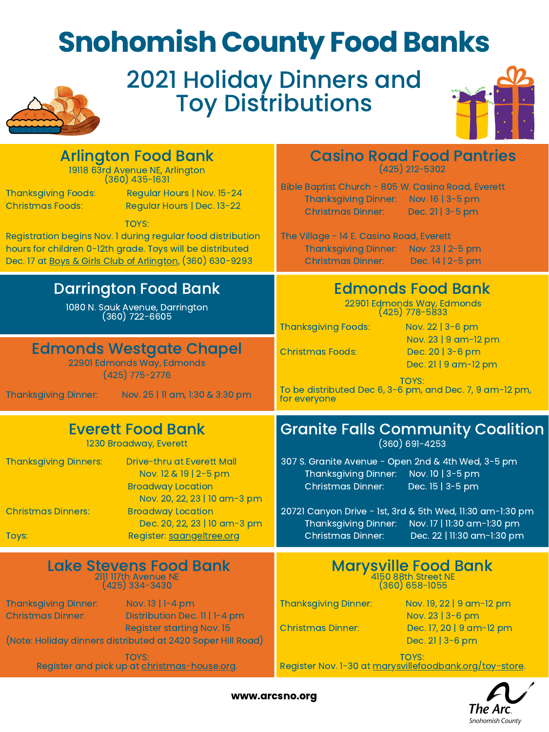# Snohomish County Food Banks

## 2021 Holiday Dinners and Toy Distributions

### Arlington Food Bank

19118 63rd Avenue NE, Arlington
(360) 435-1631

Thanksgiving Foods: Regular Hours | Nov. 15-24
Christmas Foods: Regular Hours | Dec. 13-22

TOYS:
Registration begins Nov. 1 during regular food distribution hours for children 0-12th grade. Toys will be distributed Dec. 17 at Boys & Girls Club of Arlington, (360) 630-9293

### Casino Road Food Pantries

(425) 212-5302

Bible Baptist Church - 805 W. Casino Road, Everett
- Thanksgiving Dinner: Nov. 16 | 3-5 pm
- Christmas Dinner: Dec. 21 | 3-5 pm

The Village - 14 E. Casino Road, Everett
- Thanksgiving Dinner: Nov. 23 | 2-5 pm
- Christmas Dinner: Dec. 14 | 2-5 pm

### Darrington Food Bank

1080 N. Sauk Avenue, Darrington
(360) 722-6605

### Edmonds Westgate Chapel

22901 Edmonds Way, Edmonds
(425) 775-2776

Thanksgiving Dinner: Nov. 25 | 11 am, 1:30 & 3:30 pm

### Edmonds Food Bank

22901 Edmonds Way, Edmonds
(425) 778-5833

Thanksgiving Foods: Nov. 22 | 3-6 pm
Nov. 23 | 9 am-12 pm
Christmas Foods: Dec. 20 | 3-6 pm
Dec. 21 | 9 am-12 pm

TOYS:
To be distributed Dec 6, 3-6 pm, and Dec. 7, 9 am-12 pm, for everyone

### Everett Food Bank

1230 Broadway, Everett

Thanksgiving Dinners: Drive-thru at Everett Mall
Nov. 12 & 19 | 2-5 pm
Broadway Location
Nov. 20, 22, 23 | 10 am-3 pm
Christmas Dinners: Broadway Location
Dec. 20, 22, 23 | 10 am-3 pm
Toys: Register: saangeltree.org

### Granite Falls Community Coalition

(360) 691-4253

307 S. Granite Avenue - Open 2nd & 4th Wed, 3-5 pm
- Thanksgiving Dinner: Nov. 10 | 3-5 pm
- Christmas Dinner: Dec. 15 | 3-5 pm

20721 Canyon Drive - 1st, 3rd & 5th Wed, 11:30 am-1:30 pm
- Thanksgiving Dinner: Nov. 17 | 11:30 am-1:30 pm
- Christmas Dinner: Dec. 22 | 11:30 am-1:30 pm

### Lake Stevens Food Bank

2111 117th Avenue NE
(425) 334-3430

Thanksgiving Dinner: Nov. 13 | 1-4 pm
Christmas Dinner: Distribution Dec. 11 | 1-4 pm
Register starting Nov. 15
(Note: Holiday dinners distributed at 2420 Soper Hill Road)

TOYS:
Register and pick up at christmas-house.org.

### Marysville Food Bank

4150 88th Street NE
(360) 658-1055

Thanksgiving Dinner: Nov. 19, 22 | 9 am-12 pm
Nov. 23 | 3-6 pm
Christmas Dinner: Dec. 17, 20 | 9 am-12 pm
Dec. 21 | 3-6 pm

TOYS:
Register Nov. 1-30 at marysvillefoodbank.org/toy-store.

www.arcsno.org

The Arc Snohomish County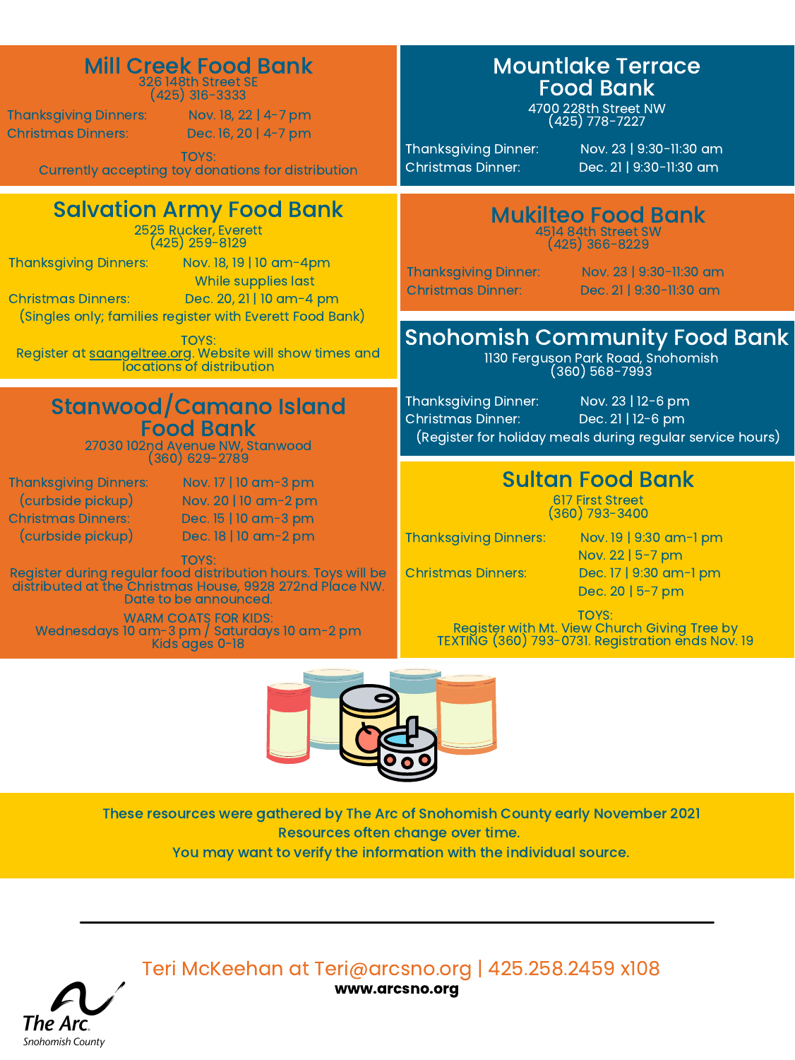## Mill Creek Food Bank

326 148th Street SE
(425) 316-3333

Thanksgiving Dinners: Nov. 18, 22 | 4-7 pm
Christmas Dinners: Dec. 16, 20 | 4-7 pm

TOYS:
Currently accepting toy donations for distribution

## Salvation Army Food Bank

2525 Rucker, Everett
(425) 259-8129

Thanksgiving Dinners: Nov. 18, 19 | 10 am-4pm
While supplies last
Christmas Dinners: Dec. 20, 21 | 10 am-4 pm
(Singles only; families register with Everett Food Bank)

TOYS:
Register at saangeltree.org. Website will show times and locations of distribution

## Stanwood/Camano Island Food Bank

27030 102nd Avenue NW, Stanwood
(360) 629-2789

Thanksgiving Dinners: Nov. 17 | 10 am-3 pm
(curbside pickup) Nov. 20 | 10 am-2 pm
Christmas Dinners: Dec. 15 | 10 am-3 pm
(curbside pickup) Dec. 18 | 10 am-2 pm

TOYS:
Register during regular food distribution hours. Toys will be distributed at the Christmas House, 9928 272nd Place NW. Date to be announced.

WARM COATS FOR KIDS:
Wednesdays 10 am-3 pm / Saturdays 10 am-2 pm
Kids ages 0-18

## Mountlake Terrace Food Bank

4700 228th Street NW
(425) 778-7227

Thanksgiving Dinner: Nov. 23 | 9:30-11:30 am
Christmas Dinner: Dec. 21 | 9:30-11:30 am

## Mukilteo Food Bank

4514 84th Street SW
(425) 366-8229

Thanksgiving Dinner: Nov. 23 | 9:30-11:30 am
Christmas Dinner: Dec. 21 | 9:30-11:30 am

## Snohomish Community Food Bank

1130 Ferguson Park Road, Snohomish
(360) 568-7993

Thanksgiving Dinner: Nov. 23 | 12-6 pm
Christmas Dinner: Dec. 21 | 12-6 pm
(Register for holiday meals during regular service hours)

## Sultan Food Bank

617 First Street
(360) 793-3400

Thanksgiving Dinners: Nov. 19 | 9:30 am-1 pm
Nov. 22 | 5-7 pm
Christmas Dinners: Dec. 17 | 9:30 am-1 pm
Dec. 20 | 5-7 pm

TOYS:
Register with Mt. View Church Giving Tree by TEXTING (360) 793-0731. Registration ends Nov. 19

**These resources were gathered by The Arc of Snohomish County early November 2021**
**Resources often change over time.**
**You may want to verify the information with the individual source.**

---

Teri McKeehan at Teri@arcsno.org | 425.258.2459 x108
**www.arcsno.org**

The Arc
Snohomish County